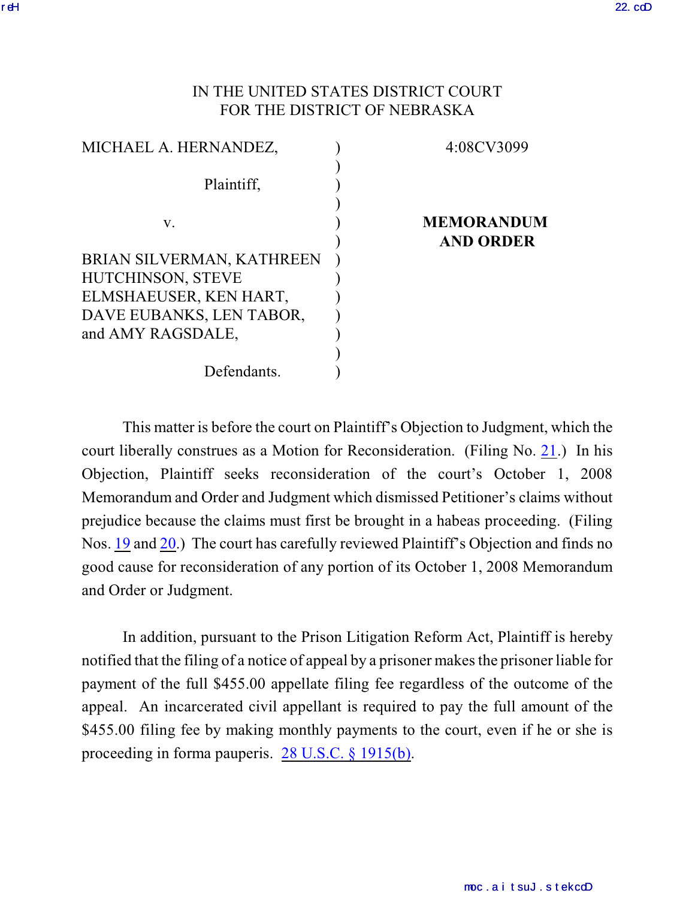IN THE UNITED STATES DISTRICT COURT
FOR THE DISTRICT OF NEBRASKA

| | | |
|---|---|---|
| MICHAEL A. HERNANDEZ, | ) | 4:08CV3099 |
| | ) | |
| Plaintiff, | ) | |
| | ) | |
| v. | ) | **MEMORANDUM AND ORDER** |
| | ) | |
| BRIAN SILVERMAN, KATHREEN HUTCHINSON, STEVE ELMSHAEUSER, KEN HART, DAVE EUBANKS, LEN TABOR, and AMY RAGSDALE, | ) | |
| | ) | |
| Defendants. | ) | |

This matter is before the court on Plaintiff's Objection to Judgment, which the court liberally construes as a Motion for Reconsideration. (Filing No. 21.) In his Objection, Plaintiff seeks reconsideration of the court's October 1, 2008 Memorandum and Order and Judgment which dismissed Petitioner's claims without prejudice because the claims must first be brought in a habeas proceeding. (Filing Nos. 19 and 20.) The court has carefully reviewed Plaintiff's Objection and finds no good cause for reconsideration of any portion of its October 1, 2008 Memorandum and Order or Judgment.

In addition, pursuant to the Prison Litigation Reform Act, Plaintiff is hereby notified that the filing of a notice of appeal by a prisoner makes the prisoner liable for payment of the full $455.00 appellate filing fee regardless of the outcome of the appeal. An incarcerated civil appellant is required to pay the full amount of the $455.00 filing fee by making monthly payments to the court, even if he or she is proceeding in forma pauperis. 28 U.S.C. § 1915(b).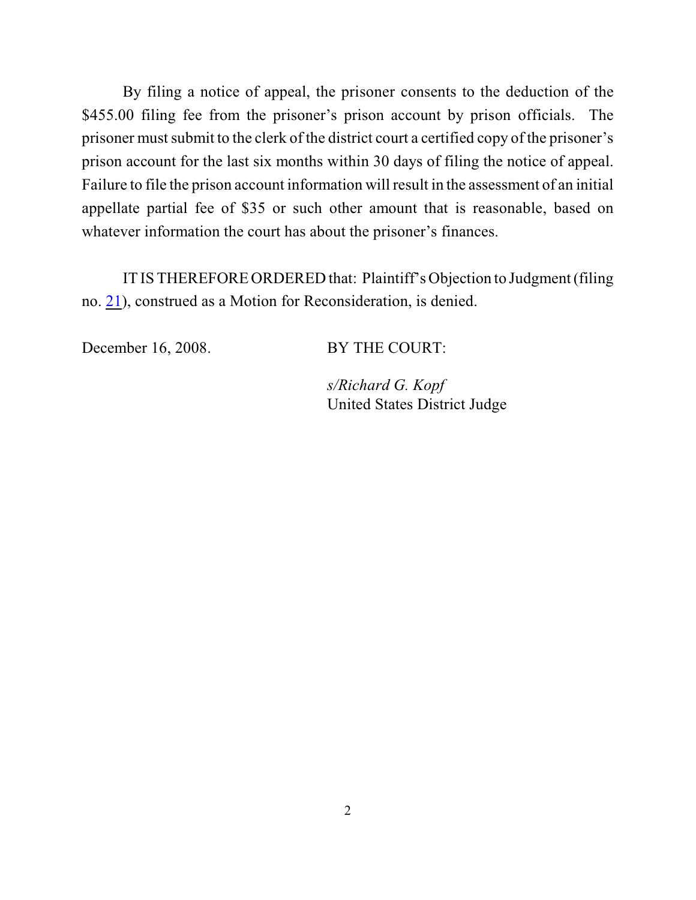By filing a notice of appeal, the prisoner consents to the deduction of the $455.00 filing fee from the prisoner's prison account by prison officials. The prisoner must submit to the clerk of the district court a certified copy of the prisoner's prison account for the last six months within 30 days of filing the notice of appeal. Failure to file the prison account information will result in the assessment of an initial appellate partial fee of $35 or such other amount that is reasonable, based on whatever information the court has about the prisoner's finances.

IT IS THEREFORE ORDERED that: Plaintiff's Objection to Judgment (filing no. 21), construed as a Motion for Reconsideration, is denied.

December 16, 2008.

BY THE COURT:

*s/Richard G. Kopf*
United States District Judge